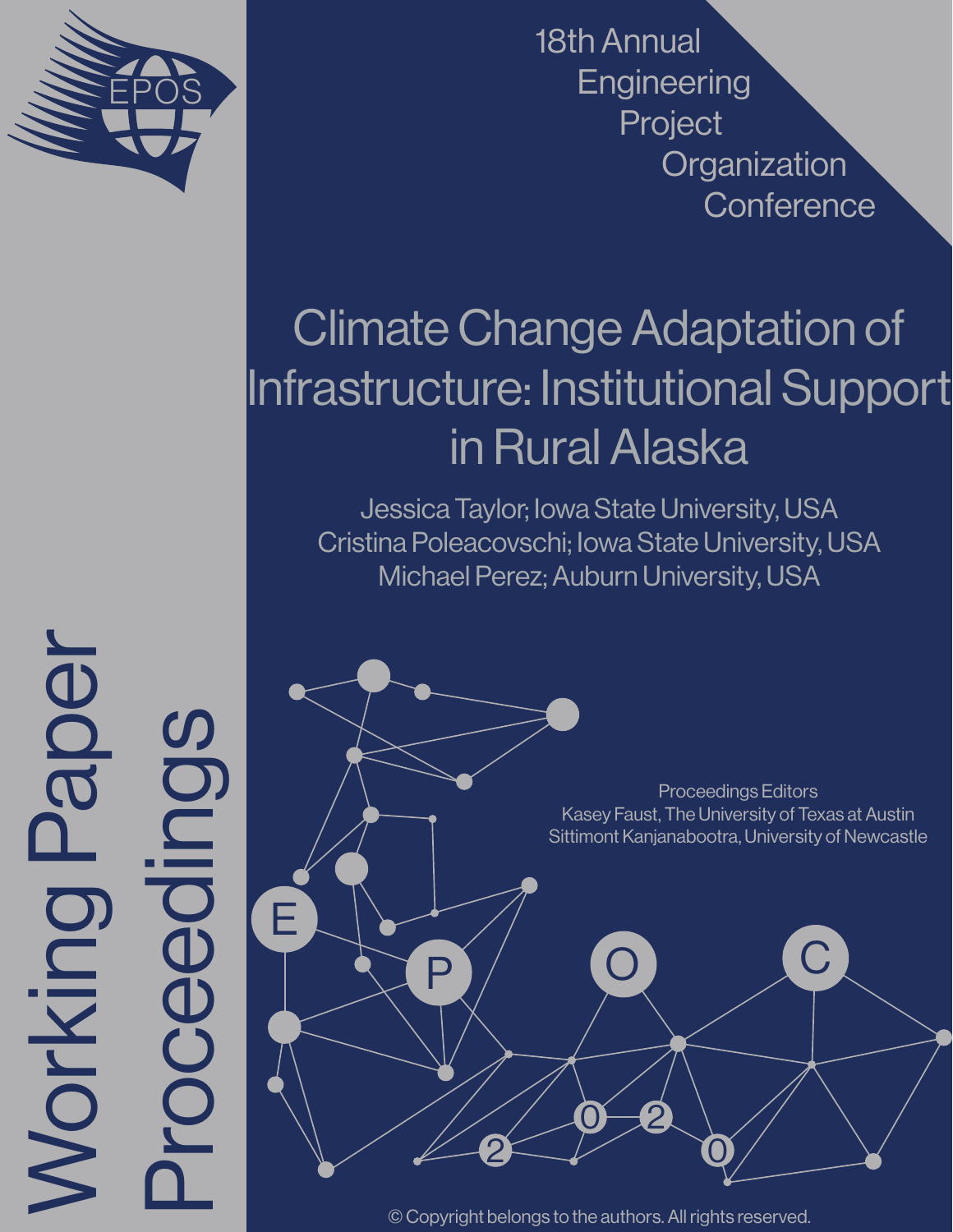EPOS

18th Annual Engineering Project Organization Conference

# Climate Change Adaptation of Infrastructure: Institutional Support in Rural Alaska

Jessica Taylor; Iowa State University, USA
Cristina Poleacovschi; Iowa State University, USA
Michael Perez; Auburn University, USA

Proceedings Editors
Kasey Faust, The University of Texas at Austin
Sittimont Kanjanabootra, University of Newcastle

Working Paper Proceedings

© Copyright belongs to the authors. All rights reserved.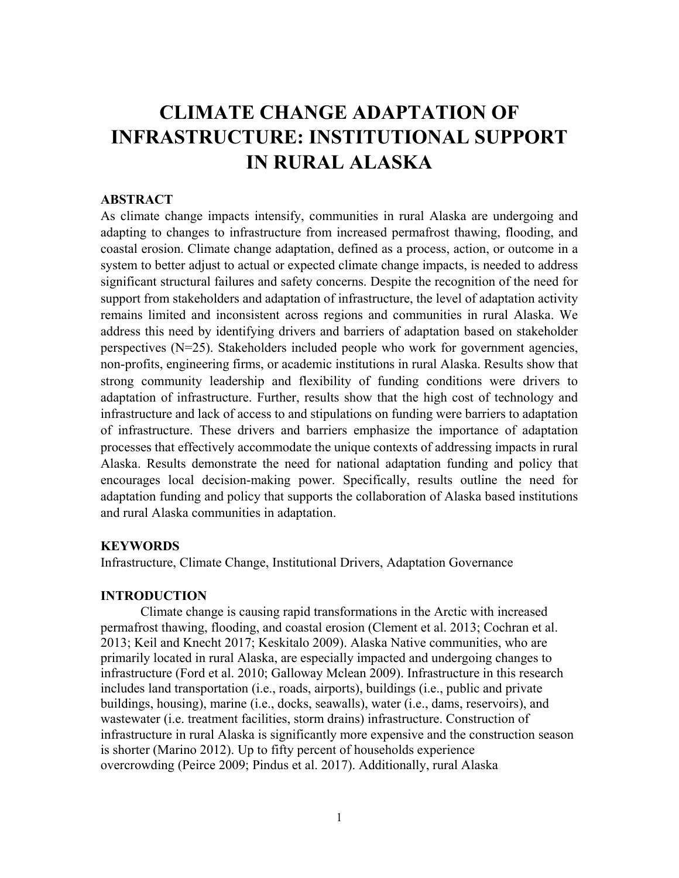# CLIMATE CHANGE ADAPTATION OF INFRASTRUCTURE: INSTITUTIONAL SUPPORT IN RURAL ALASKA

## ABSTRACT

As climate change impacts intensify, communities in rural Alaska are undergoing and adapting to changes to infrastructure from increased permafrost thawing, flooding, and coastal erosion. Climate change adaptation, defined as a process, action, or outcome in a system to better adjust to actual or expected climate change impacts, is needed to address significant structural failures and safety concerns. Despite the recognition of the need for support from stakeholders and adaptation of infrastructure, the level of adaptation activity remains limited and inconsistent across regions and communities in rural Alaska. We address this need by identifying drivers and barriers of adaptation based on stakeholder perspectives (N=25). Stakeholders included people who work for government agencies, non-profits, engineering firms, or academic institutions in rural Alaska. Results show that strong community leadership and flexibility of funding conditions were drivers to adaptation of infrastructure. Further, results show that the high cost of technology and infrastructure and lack of access to and stipulations on funding were barriers to adaptation of infrastructure. These drivers and barriers emphasize the importance of adaptation processes that effectively accommodate the unique contexts of addressing impacts in rural Alaska. Results demonstrate the need for national adaptation funding and policy that encourages local decision-making power. Specifically, results outline the need for adaptation funding and policy that supports the collaboration of Alaska based institutions and rural Alaska communities in adaptation.

## KEYWORDS

Infrastructure, Climate Change, Institutional Drivers, Adaptation Governance

## INTRODUCTION

Climate change is causing rapid transformations in the Arctic with increased permafrost thawing, flooding, and coastal erosion (Clement et al. 2013; Cochran et al. 2013; Keil and Knecht 2017; Keskitalo 2009). Alaska Native communities, who are primarily located in rural Alaska, are especially impacted and undergoing changes to infrastructure (Ford et al. 2010; Galloway Mclean 2009). Infrastructure in this research includes land transportation (i.e., roads, airports), buildings (i.e., public and private buildings, housing), marine (i.e., docks, seawalls), water (i.e., dams, reservoirs), and wastewater (i.e. treatment facilities, storm drains) infrastructure. Construction of infrastructure in rural Alaska is significantly more expensive and the construction season is shorter (Marino 2012). Up to fifty percent of households experience overcrowding (Peirce 2009; Pindus et al. 2017). Additionally, rural Alaska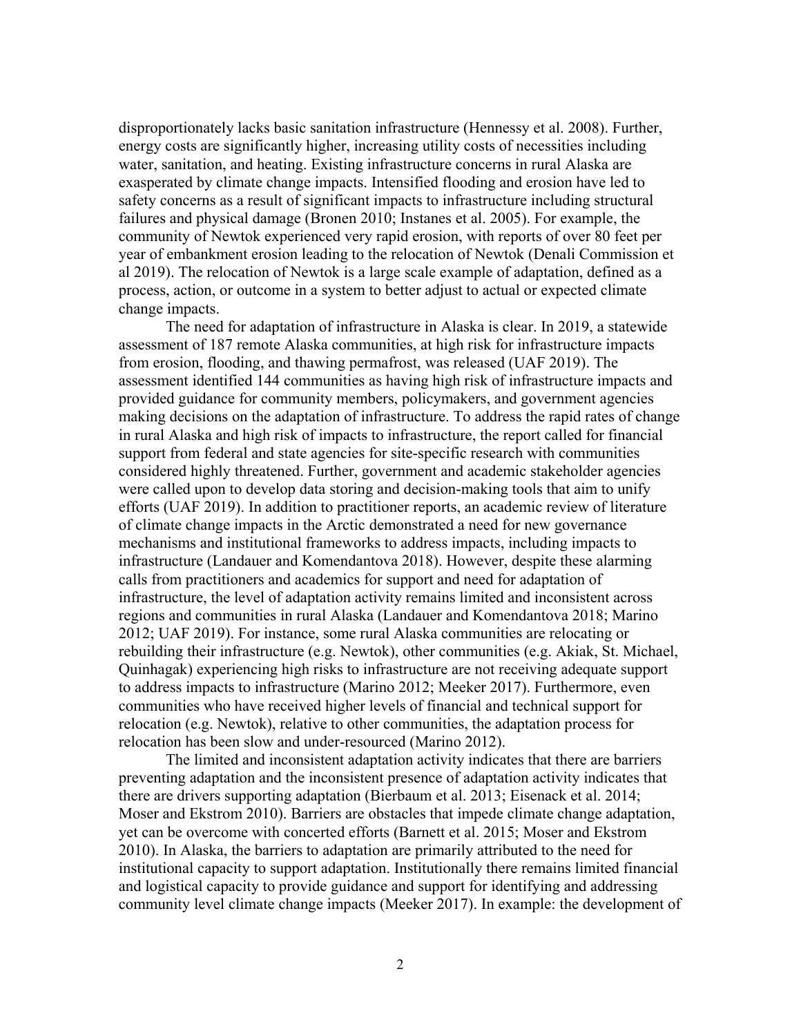disproportionately lacks basic sanitation infrastructure (Hennessy et al. 2008). Further, energy costs are significantly higher, increasing utility costs of necessities including water, sanitation, and heating. Existing infrastructure concerns in rural Alaska are exasperated by climate change impacts. Intensified flooding and erosion have led to safety concerns as a result of significant impacts to infrastructure including structural failures and physical damage (Bronen 2010; Instanes et al. 2005). For example, the community of Newtok experienced very rapid erosion, with reports of over 80 feet per year of embankment erosion leading to the relocation of Newtok (Denali Commission et al 2019). The relocation of Newtok is a large scale example of adaptation, defined as a process, action, or outcome in a system to better adjust to actual or expected climate change impacts.

The need for adaptation of infrastructure in Alaska is clear. In 2019, a statewide assessment of 187 remote Alaska communities, at high risk for infrastructure impacts from erosion, flooding, and thawing permafrost, was released (UAF 2019). The assessment identified 144 communities as having high risk of infrastructure impacts and provided guidance for community members, policymakers, and government agencies making decisions on the adaptation of infrastructure. To address the rapid rates of change in rural Alaska and high risk of impacts to infrastructure, the report called for financial support from federal and state agencies for site-specific research with communities considered highly threatened. Further, government and academic stakeholder agencies were called upon to develop data storing and decision-making tools that aim to unify efforts (UAF 2019). In addition to practitioner reports, an academic review of literature of climate change impacts in the Arctic demonstrated a need for new governance mechanisms and institutional frameworks to address impacts, including impacts to infrastructure (Landauer and Komendantova 2018). However, despite these alarming calls from practitioners and academics for support and need for adaptation of infrastructure, the level of adaptation activity remains limited and inconsistent across regions and communities in rural Alaska (Landauer and Komendantova 2018; Marino 2012; UAF 2019). For instance, some rural Alaska communities are relocating or rebuilding their infrastructure (e.g. Newtok), other communities (e.g. Akiak, St. Michael, Quinhagak) experiencing high risks to infrastructure are not receiving adequate support to address impacts to infrastructure (Marino 2012; Meeker 2017). Furthermore, even communities who have received higher levels of financial and technical support for relocation (e.g. Newtok), relative to other communities, the adaptation process for relocation has been slow and under-resourced (Marino 2012).

The limited and inconsistent adaptation activity indicates that there are barriers preventing adaptation and the inconsistent presence of adaptation activity indicates that there are drivers supporting adaptation (Bierbaum et al. 2013; Eisenack et al. 2014; Moser and Ekstrom 2010). Barriers are obstacles that impede climate change adaptation, yet can be overcome with concerted efforts (Barnett et al. 2015; Moser and Ekstrom 2010). In Alaska, the barriers to adaptation are primarily attributed to the need for institutional capacity to support adaptation. Institutionally there remains limited financial and logistical capacity to provide guidance and support for identifying and addressing community level climate change impacts (Meeker 2017). In example: the development of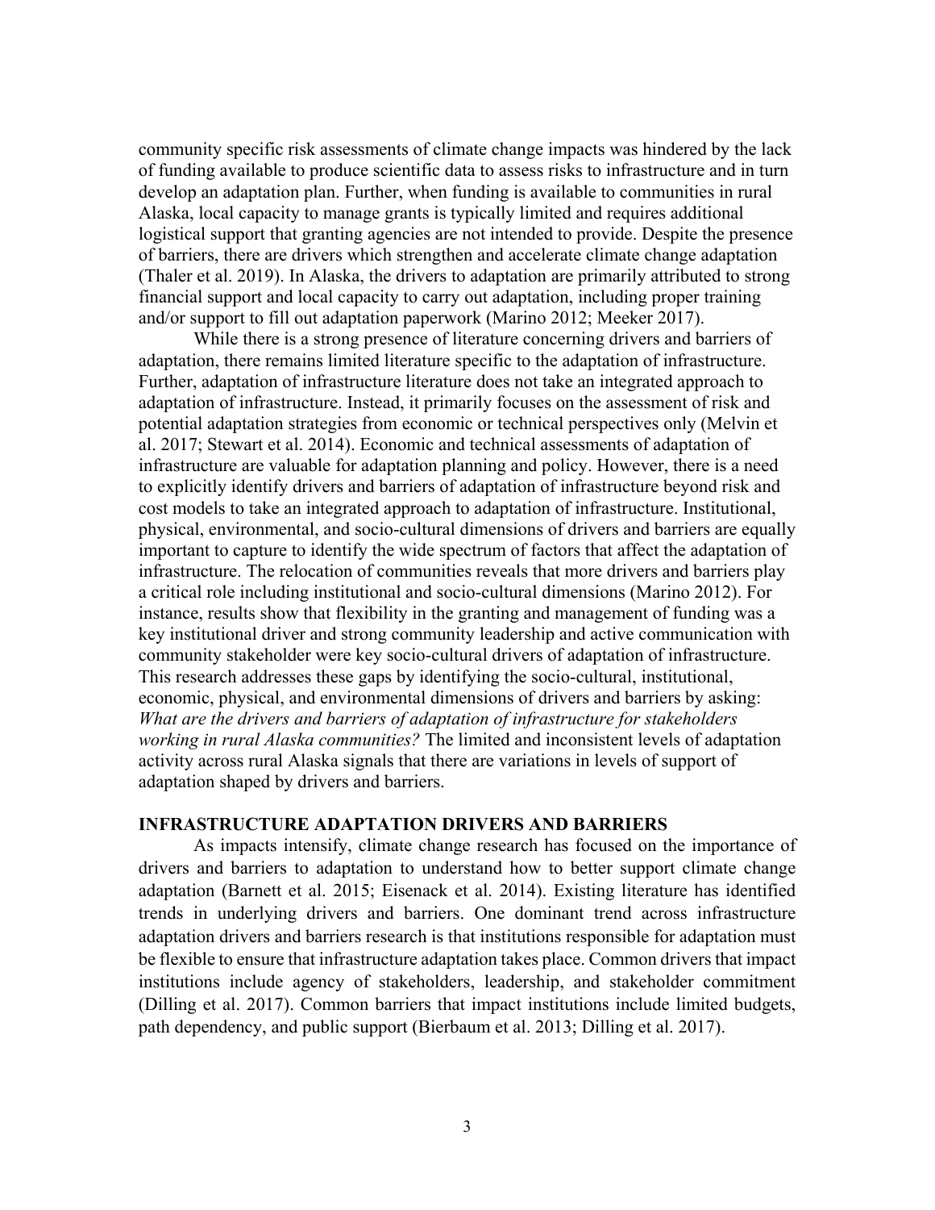community specific risk assessments of climate change impacts was hindered by the lack of funding available to produce scientific data to assess risks to infrastructure and in turn develop an adaptation plan. Further, when funding is available to communities in rural Alaska, local capacity to manage grants is typically limited and requires additional logistical support that granting agencies are not intended to provide. Despite the presence of barriers, there are drivers which strengthen and accelerate climate change adaptation (Thaler et al. 2019). In Alaska, the drivers to adaptation are primarily attributed to strong financial support and local capacity to carry out adaptation, including proper training and/or support to fill out adaptation paperwork (Marino 2012; Meeker 2017).

While there is a strong presence of literature concerning drivers and barriers of adaptation, there remains limited literature specific to the adaptation of infrastructure. Further, adaptation of infrastructure literature does not take an integrated approach to adaptation of infrastructure. Instead, it primarily focuses on the assessment of risk and potential adaptation strategies from economic or technical perspectives only (Melvin et al. 2017; Stewart et al. 2014). Economic and technical assessments of adaptation of infrastructure are valuable for adaptation planning and policy. However, there is a need to explicitly identify drivers and barriers of adaptation of infrastructure beyond risk and cost models to take an integrated approach to adaptation of infrastructure. Institutional, physical, environmental, and socio-cultural dimensions of drivers and barriers are equally important to capture to identify the wide spectrum of factors that affect the adaptation of infrastructure. The relocation of communities reveals that more drivers and barriers play a critical role including institutional and socio-cultural dimensions (Marino 2012). For instance, results show that flexibility in the granting and management of funding was a key institutional driver and strong community leadership and active communication with community stakeholder were key socio-cultural drivers of adaptation of infrastructure. This research addresses these gaps by identifying the socio-cultural, institutional, economic, physical, and environmental dimensions of drivers and barriers by asking: *What are the drivers and barriers of adaptation of infrastructure for stakeholders working in rural Alaska communities?* The limited and inconsistent levels of adaptation activity across rural Alaska signals that there are variations in levels of support of adaptation shaped by drivers and barriers.

## INFRASTRUCTURE ADAPTATION DRIVERS AND BARRIERS

As impacts intensify, climate change research has focused on the importance of drivers and barriers to adaptation to understand how to better support climate change adaptation (Barnett et al. 2015; Eisenack et al. 2014). Existing literature has identified trends in underlying drivers and barriers. One dominant trend across infrastructure adaptation drivers and barriers research is that institutions responsible for adaptation must be flexible to ensure that infrastructure adaptation takes place. Common drivers that impact institutions include agency of stakeholders, leadership, and stakeholder commitment (Dilling et al. 2017). Common barriers that impact institutions include limited budgets, path dependency, and public support (Bierbaum et al. 2013; Dilling et al. 2017).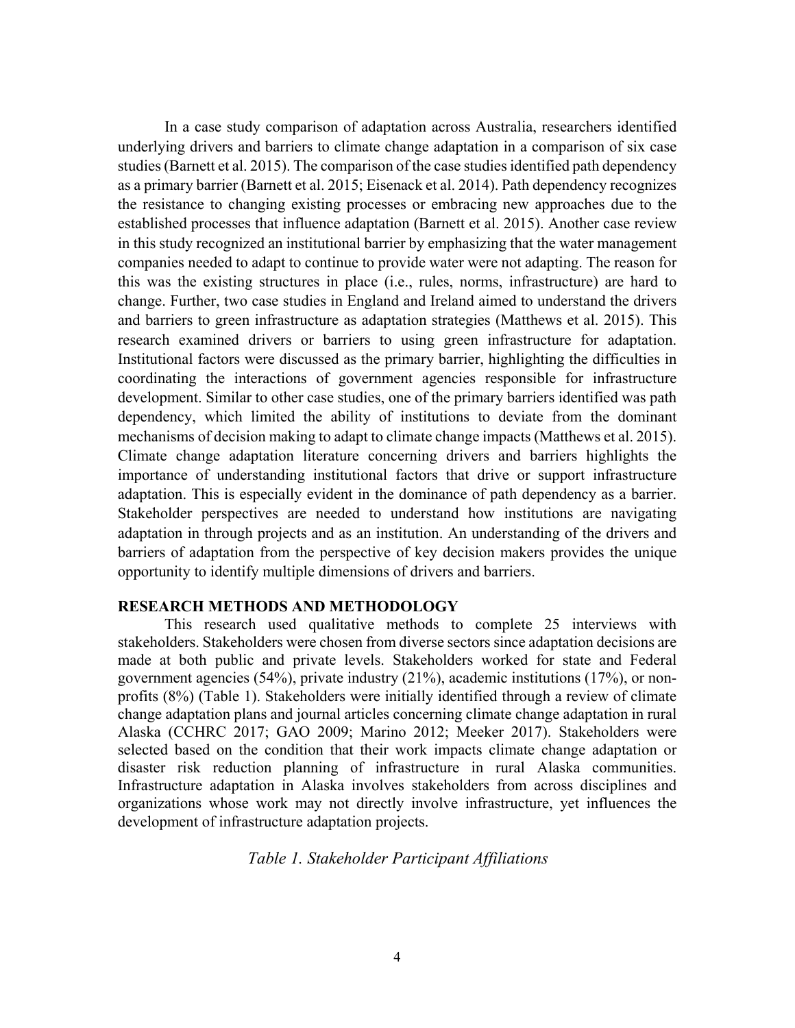In a case study comparison of adaptation across Australia, researchers identified underlying drivers and barriers to climate change adaptation in a comparison of six case studies (Barnett et al. 2015). The comparison of the case studies identified path dependency as a primary barrier (Barnett et al. 2015; Eisenack et al. 2014). Path dependency recognizes the resistance to changing existing processes or embracing new approaches due to the established processes that influence adaptation (Barnett et al. 2015). Another case review in this study recognized an institutional barrier by emphasizing that the water management companies needed to adapt to continue to provide water were not adapting. The reason for this was the existing structures in place (i.e., rules, norms, infrastructure) are hard to change. Further, two case studies in England and Ireland aimed to understand the drivers and barriers to green infrastructure as adaptation strategies (Matthews et al. 2015). This research examined drivers or barriers to using green infrastructure for adaptation. Institutional factors were discussed as the primary barrier, highlighting the difficulties in coordinating the interactions of government agencies responsible for infrastructure development. Similar to other case studies, one of the primary barriers identified was path dependency, which limited the ability of institutions to deviate from the dominant mechanisms of decision making to adapt to climate change impacts (Matthews et al. 2015). Climate change adaptation literature concerning drivers and barriers highlights the importance of understanding institutional factors that drive or support infrastructure adaptation. This is especially evident in the dominance of path dependency as a barrier. Stakeholder perspectives are needed to understand how institutions are navigating adaptation in through projects and as an institution. An understanding of the drivers and barriers of adaptation from the perspective of key decision makers provides the unique opportunity to identify multiple dimensions of drivers and barriers.

## RESEARCH METHODS AND METHODOLOGY

This research used qualitative methods to complete 25 interviews with stakeholders. Stakeholders were chosen from diverse sectors since adaptation decisions are made at both public and private levels. Stakeholders worked for state and Federal government agencies (54%), private industry (21%), academic institutions (17%), or non-profits (8%) (Table 1). Stakeholders were initially identified through a review of climate change adaptation plans and journal articles concerning climate change adaptation in rural Alaska (CCHRC 2017; GAO 2009; Marino 2012; Meeker 2017). Stakeholders were selected based on the condition that their work impacts climate change adaptation or disaster risk reduction planning of infrastructure in rural Alaska communities. Infrastructure adaptation in Alaska involves stakeholders from across disciplines and organizations whose work may not directly involve infrastructure, yet influences the development of infrastructure adaptation projects.

*Table 1. Stakeholder Participant Affiliations*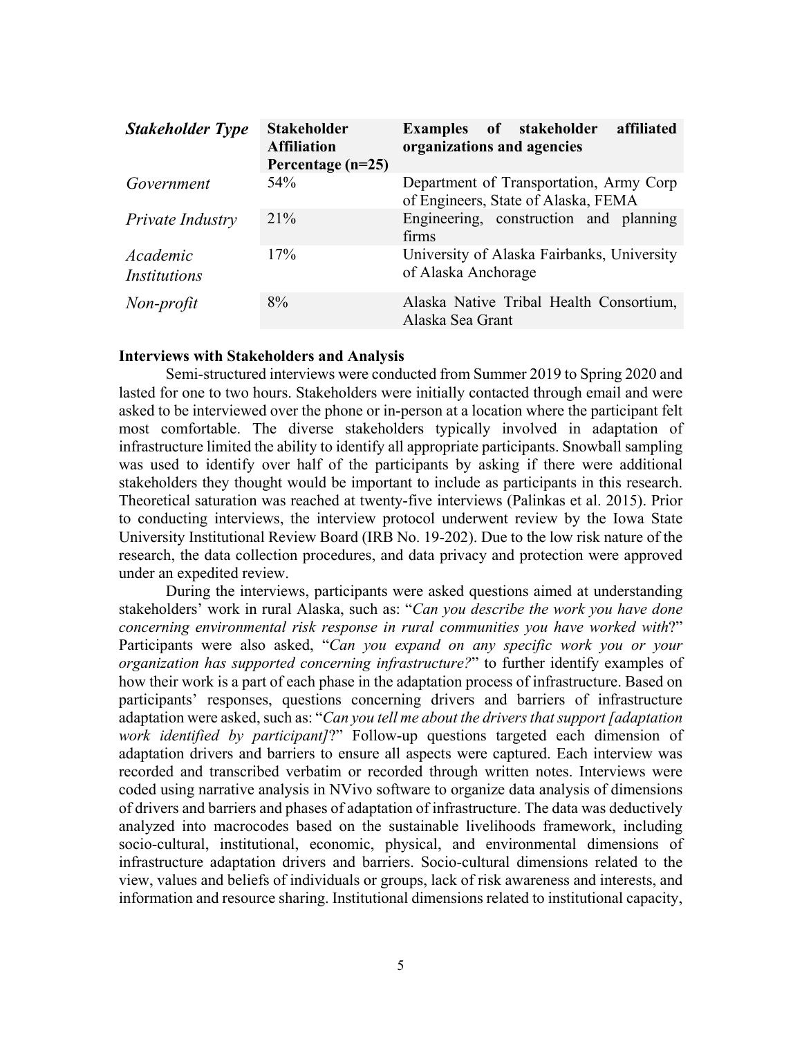| *Stakeholder Type* | Stakeholder Affiliation Percentage (n=25) | Examples of stakeholder affiliated organizations and agencies |
|---|---|---|
| *Government* | 54% | Department of Transportation, Army Corp of Engineers, State of Alaska, FEMA |
| *Private Industry* | 21% | Engineering, construction and planning firms |
| *Academic Institutions* | 17% | University of Alaska Fairbanks, University of Alaska Anchorage |
| *Non-profit* | 8% | Alaska Native Tribal Health Consortium, Alaska Sea Grant |

**Interviews with Stakeholders and Analysis**

Semi-structured interviews were conducted from Summer 2019 to Spring 2020 and lasted for one to two hours. Stakeholders were initially contacted through email and were asked to be interviewed over the phone or in-person at a location where the participant felt most comfortable. The diverse stakeholders typically involved in adaptation of infrastructure limited the ability to identify all appropriate participants. Snowball sampling was used to identify over half of the participants by asking if there were additional stakeholders they thought would be important to include as participants in this research. Theoretical saturation was reached at twenty-five interviews (Palinkas et al. 2015). Prior to conducting interviews, the interview protocol underwent review by the Iowa State University Institutional Review Board (IRB No. 19-202). Due to the low risk nature of the research, the data collection procedures, and data privacy and protection were approved under an expedited review.

During the interviews, participants were asked questions aimed at understanding stakeholders' work in rural Alaska, such as: "*Can you describe the work you have done concerning environmental risk response in rural communities you have worked with*?" Participants were also asked, "*Can you expand on any specific work you or your organization has supported concerning infrastructure?*" to further identify examples of how their work is a part of each phase in the adaptation process of infrastructure. Based on participants' responses, questions concerning drivers and barriers of infrastructure adaptation were asked, such as: "*Can you tell me about the drivers that support [adaptation work identified by participant]*?" Follow-up questions targeted each dimension of adaptation drivers and barriers to ensure all aspects were captured. Each interview was recorded and transcribed verbatim or recorded through written notes. Interviews were coded using narrative analysis in NVivo software to organize data analysis of dimensions of drivers and barriers and phases of adaptation of infrastructure. The data was deductively analyzed into macrocodes based on the sustainable livelihoods framework, including socio-cultural, institutional, economic, physical, and environmental dimensions of infrastructure adaptation drivers and barriers. Socio-cultural dimensions related to the view, values and beliefs of individuals or groups, lack of risk awareness and interests, and information and resource sharing. Institutional dimensions related to institutional capacity,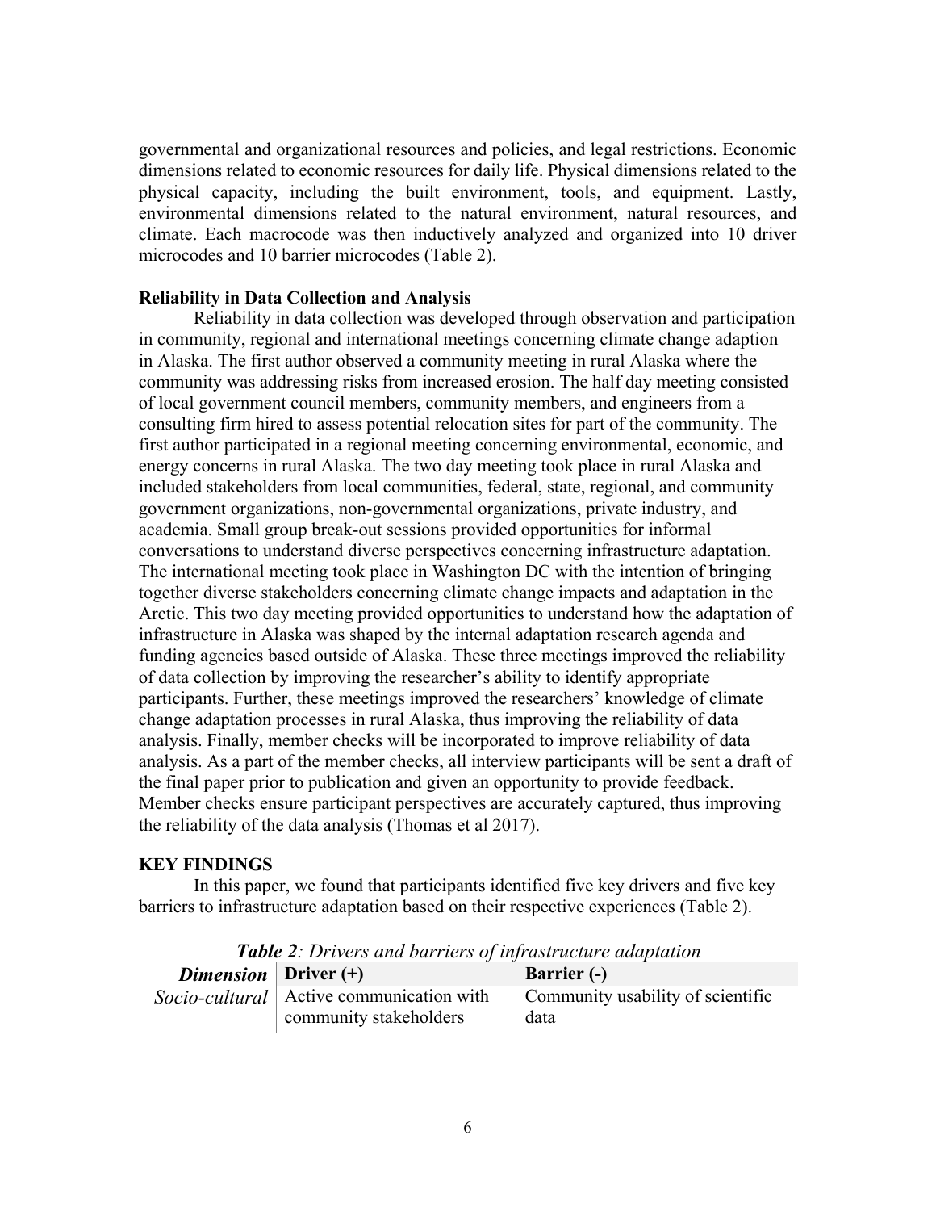governmental and organizational resources and policies, and legal restrictions. Economic dimensions related to economic resources for daily life. Physical dimensions related to the physical capacity, including the built environment, tools, and equipment. Lastly, environmental dimensions related to the natural environment, natural resources, and climate. Each macrocode was then inductively analyzed and organized into 10 driver microcodes and 10 barrier microcodes (Table 2).

### Reliability in Data Collection and Analysis

Reliability in data collection was developed through observation and participation in community, regional and international meetings concerning climate change adaption in Alaska. The first author observed a community meeting in rural Alaska where the community was addressing risks from increased erosion. The half day meeting consisted of local government council members, community members, and engineers from a consulting firm hired to assess potential relocation sites for part of the community. The first author participated in a regional meeting concerning environmental, economic, and energy concerns in rural Alaska. The two day meeting took place in rural Alaska and included stakeholders from local communities, federal, state, regional, and community government organizations, non-governmental organizations, private industry, and academia. Small group break-out sessions provided opportunities for informal conversations to understand diverse perspectives concerning infrastructure adaptation. The international meeting took place in Washington DC with the intention of bringing together diverse stakeholders concerning climate change impacts and adaptation in the Arctic. This two day meeting provided opportunities to understand how the adaptation of infrastructure in Alaska was shaped by the internal adaptation research agenda and funding agencies based outside of Alaska. These three meetings improved the reliability of data collection by improving the researcher's ability to identify appropriate participants. Further, these meetings improved the researchers' knowledge of climate change adaptation processes in rural Alaska, thus improving the reliability of data analysis. Finally, member checks will be incorporated to improve reliability of data analysis. As a part of the member checks, all interview participants will be sent a draft of the final paper prior to publication and given an opportunity to provide feedback. Member checks ensure participant perspectives are accurately captured, thus improving the reliability of the data analysis (Thomas et al 2017).

## KEY FINDINGS

In this paper, we found that participants identified five key drivers and five key barriers to infrastructure adaptation based on their respective experiences (Table 2).

***Table 2**: Drivers and barriers of infrastructure adaptation*

| *Dimension* | Driver (+) | Barrier (-) |
|---|---|---|
| *Socio-cultural* | Active communication with community stakeholders | Community usability of scientific data |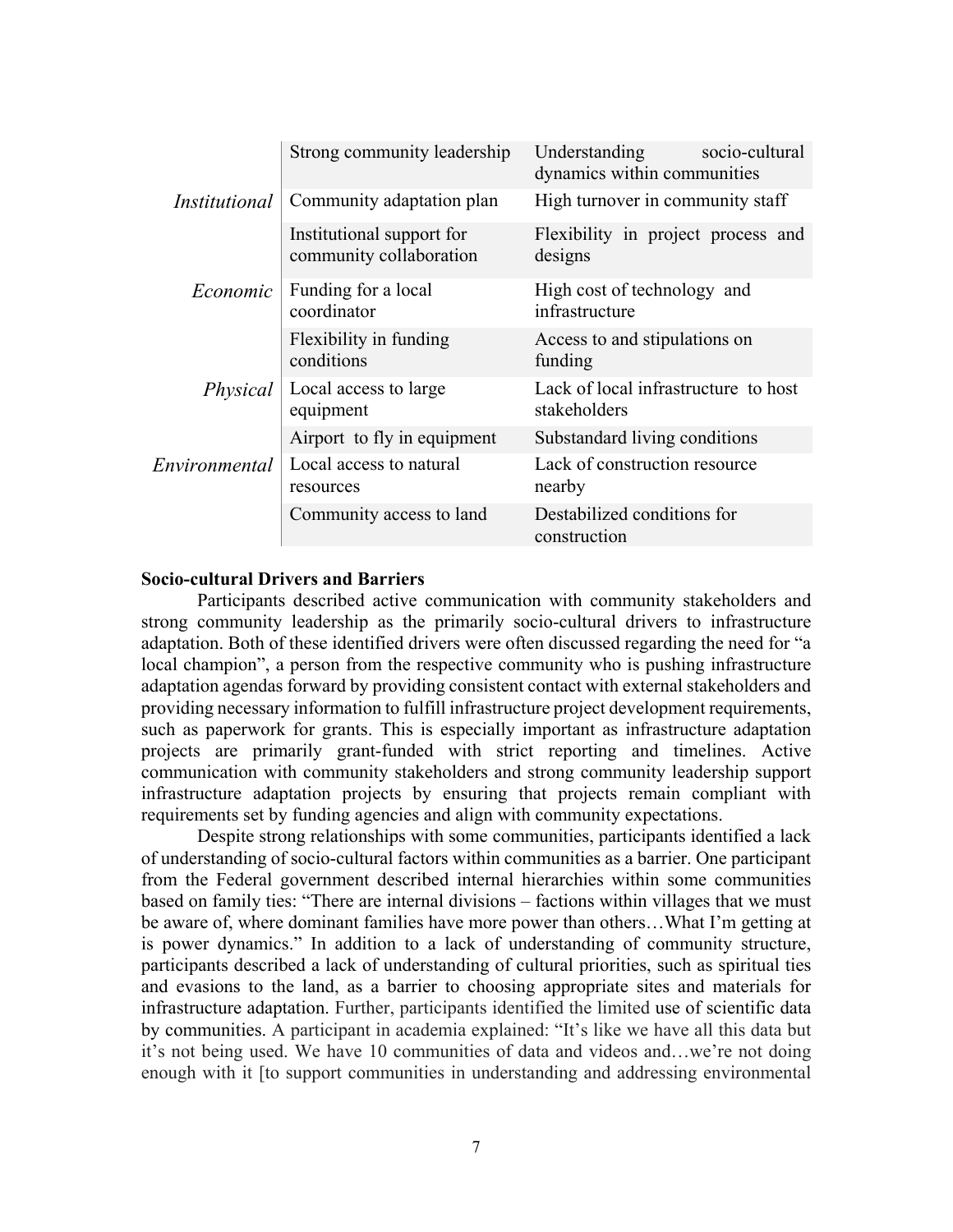| | | |
|---|---|---|
| | Strong community leadership | Understanding socio-cultural dynamics within communities |
| *Institutional* | Community adaptation plan | High turnover in community staff |
| | Institutional support for community collaboration | Flexibility in project process and designs |
| *Economic* | Funding for a local coordinator | High cost of technology and infrastructure |
| | Flexibility in funding conditions | Access to and stipulations on funding |
| *Physical* | Local access to large equipment | Lack of local infrastructure to host stakeholders |
| | Airport to fly in equipment | Substandard living conditions |
| *Environmental* | Local access to natural resources | Lack of construction resource nearby |
| | Community access to land | Destabilized conditions for construction |

**Socio-cultural Drivers and Barriers**

Participants described active communication with community stakeholders and strong community leadership as the primarily socio-cultural drivers to infrastructure adaptation. Both of these identified drivers were often discussed regarding the need for "a local champion", a person from the respective community who is pushing infrastructure adaptation agendas forward by providing consistent contact with external stakeholders and providing necessary information to fulfill infrastructure project development requirements, such as paperwork for grants. This is especially important as infrastructure adaptation projects are primarily grant-funded with strict reporting and timelines. Active communication with community stakeholders and strong community leadership support infrastructure adaptation projects by ensuring that projects remain compliant with requirements set by funding agencies and align with community expectations.

Despite strong relationships with some communities, participants identified a lack of understanding of socio-cultural factors within communities as a barrier. One participant from the Federal government described internal hierarchies within some communities based on family ties: "There are internal divisions – factions within villages that we must be aware of, where dominant families have more power than others…What I'm getting at is power dynamics." In addition to a lack of understanding of community structure, participants described a lack of understanding of cultural priorities, such as spiritual ties and evasions to the land, as a barrier to choosing appropriate sites and materials for infrastructure adaptation. Further, participants identified the limited use of scientific data by communities. A participant in academia explained: "It's like we have all this data but it's not being used. We have 10 communities of data and videos and…we're not doing enough with it [to support communities in understanding and addressing environmental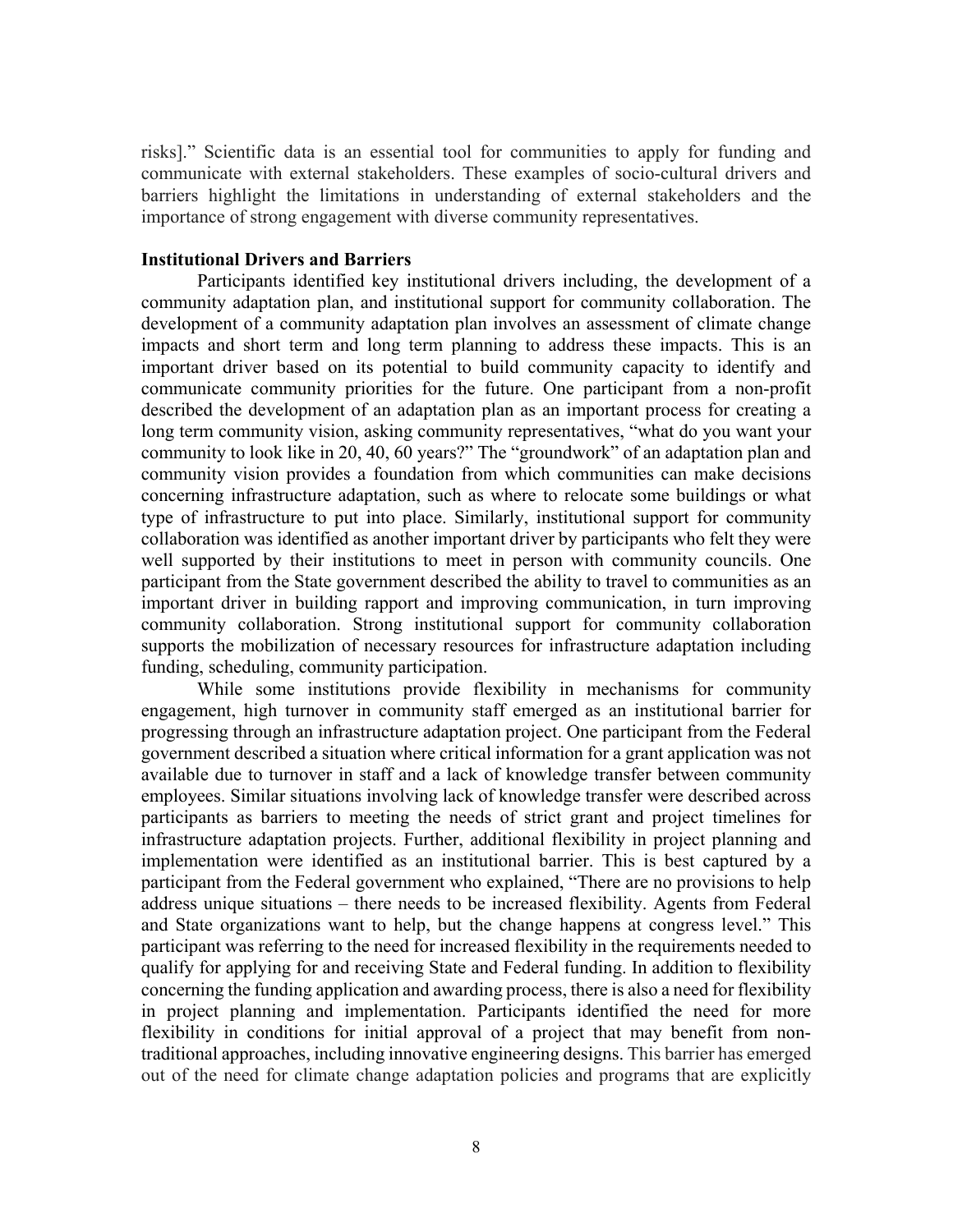risks]." Scientific data is an essential tool for communities to apply for funding and communicate with external stakeholders. These examples of socio-cultural drivers and barriers highlight the limitations in understanding of external stakeholders and the importance of strong engagement with diverse community representatives.

**Institutional Drivers and Barriers**

Participants identified key institutional drivers including, the development of a community adaptation plan, and institutional support for community collaboration. The development of a community adaptation plan involves an assessment of climate change impacts and short term and long term planning to address these impacts. This is an important driver based on its potential to build community capacity to identify and communicate community priorities for the future. One participant from a non-profit described the development of an adaptation plan as an important process for creating a long term community vision, asking community representatives, "what do you want your community to look like in 20, 40, 60 years?" The "groundwork" of an adaptation plan and community vision provides a foundation from which communities can make decisions concerning infrastructure adaptation, such as where to relocate some buildings or what type of infrastructure to put into place. Similarly, institutional support for community collaboration was identified as another important driver by participants who felt they were well supported by their institutions to meet in person with community councils. One participant from the State government described the ability to travel to communities as an important driver in building rapport and improving communication, in turn improving community collaboration. Strong institutional support for community collaboration supports the mobilization of necessary resources for infrastructure adaptation including funding, scheduling, community participation.

While some institutions provide flexibility in mechanisms for community engagement, high turnover in community staff emerged as an institutional barrier for progressing through an infrastructure adaptation project. One participant from the Federal government described a situation where critical information for a grant application was not available due to turnover in staff and a lack of knowledge transfer between community employees. Similar situations involving lack of knowledge transfer were described across participants as barriers to meeting the needs of strict grant and project timelines for infrastructure adaptation projects. Further, additional flexibility in project planning and implementation were identified as an institutional barrier. This is best captured by a participant from the Federal government who explained, "There are no provisions to help address unique situations – there needs to be increased flexibility. Agents from Federal and State organizations want to help, but the change happens at congress level." This participant was referring to the need for increased flexibility in the requirements needed to qualify for applying for and receiving State and Federal funding. In addition to flexibility concerning the funding application and awarding process, there is also a need for flexibility in project planning and implementation. Participants identified the need for more flexibility in conditions for initial approval of a project that may benefit from non-traditional approaches, including innovative engineering designs. This barrier has emerged out of the need for climate change adaptation policies and programs that are explicitly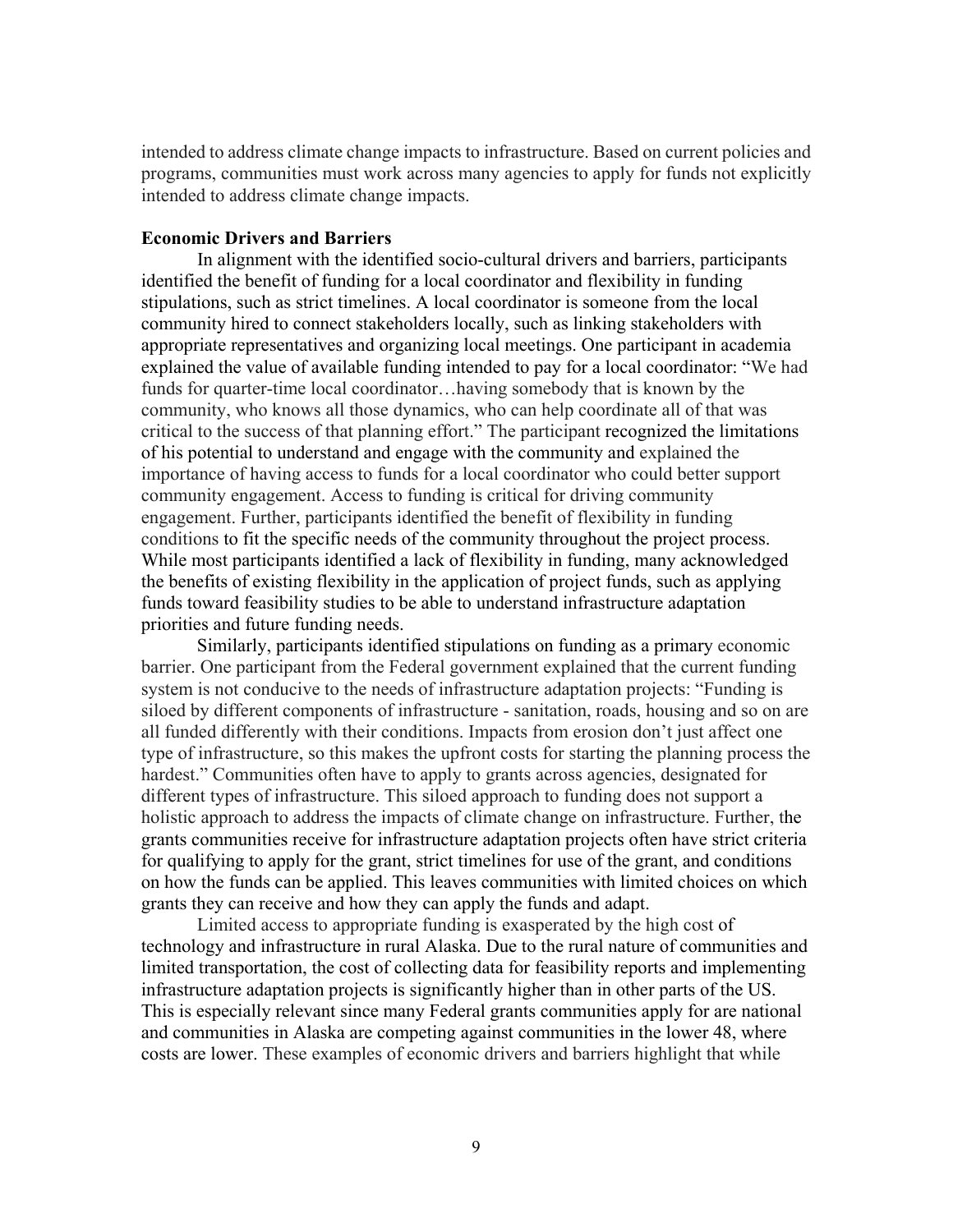intended to address climate change impacts to infrastructure. Based on current policies and programs, communities must work across many agencies to apply for funds not explicitly intended to address climate change impacts.

**Economic Drivers and Barriers**

In alignment with the identified socio-cultural drivers and barriers, participants identified the benefit of funding for a local coordinator and flexibility in funding stipulations, such as strict timelines. A local coordinator is someone from the local community hired to connect stakeholders locally, such as linking stakeholders with appropriate representatives and organizing local meetings. One participant in academia explained the value of available funding intended to pay for a local coordinator: "We had funds for quarter-time local coordinator…having somebody that is known by the community, who knows all those dynamics, who can help coordinate all of that was critical to the success of that planning effort." The participant recognized the limitations of his potential to understand and engage with the community and explained the importance of having access to funds for a local coordinator who could better support community engagement. Access to funding is critical for driving community engagement. Further, participants identified the benefit of flexibility in funding conditions to fit the specific needs of the community throughout the project process. While most participants identified a lack of flexibility in funding, many acknowledged the benefits of existing flexibility in the application of project funds, such as applying funds toward feasibility studies to be able to understand infrastructure adaptation priorities and future funding needs.

Similarly, participants identified stipulations on funding as a primary economic barrier. One participant from the Federal government explained that the current funding system is not conducive to the needs of infrastructure adaptation projects: "Funding is siloed by different components of infrastructure - sanitation, roads, housing and so on are all funded differently with their conditions. Impacts from erosion don't just affect one type of infrastructure, so this makes the upfront costs for starting the planning process the hardest." Communities often have to apply to grants across agencies, designated for different types of infrastructure. This siloed approach to funding does not support a holistic approach to address the impacts of climate change on infrastructure. Further, the grants communities receive for infrastructure adaptation projects often have strict criteria for qualifying to apply for the grant, strict timelines for use of the grant, and conditions on how the funds can be applied. This leaves communities with limited choices on which grants they can receive and how they can apply the funds and adapt.

Limited access to appropriate funding is exasperated by the high cost of technology and infrastructure in rural Alaska. Due to the rural nature of communities and limited transportation, the cost of collecting data for feasibility reports and implementing infrastructure adaptation projects is significantly higher than in other parts of the US. This is especially relevant since many Federal grants communities apply for are national and communities in Alaska are competing against communities in the lower 48, where costs are lower. These examples of economic drivers and barriers highlight that while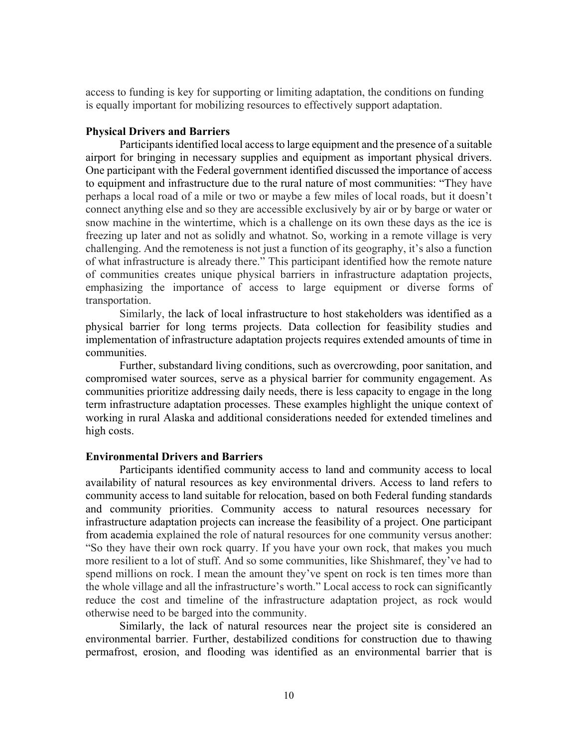access to funding is key for supporting or limiting adaptation, the conditions on funding is equally important for mobilizing resources to effectively support adaptation.

**Physical Drivers and Barriers**

Participants identified local access to large equipment and the presence of a suitable airport for bringing in necessary supplies and equipment as important physical drivers. One participant with the Federal government identified discussed the importance of access to equipment and infrastructure due to the rural nature of most communities: "They have perhaps a local road of a mile or two or maybe a few miles of local roads, but it doesn't connect anything else and so they are accessible exclusively by air or by barge or water or snow machine in the wintertime, which is a challenge on its own these days as the ice is freezing up later and not as solidly and whatnot. So, working in a remote village is very challenging. And the remoteness is not just a function of its geography, it's also a function of what infrastructure is already there." This participant identified how the remote nature of communities creates unique physical barriers in infrastructure adaptation projects, emphasizing the importance of access to large equipment or diverse forms of transportation.

Similarly, the lack of local infrastructure to host stakeholders was identified as a physical barrier for long terms projects. Data collection for feasibility studies and implementation of infrastructure adaptation projects requires extended amounts of time in communities.

Further, substandard living conditions, such as overcrowding, poor sanitation, and compromised water sources, serve as a physical barrier for community engagement. As communities prioritize addressing daily needs, there is less capacity to engage in the long term infrastructure adaptation processes. These examples highlight the unique context of working in rural Alaska and additional considerations needed for extended timelines and high costs.

**Environmental Drivers and Barriers**

Participants identified community access to land and community access to local availability of natural resources as key environmental drivers. Access to land refers to community access to land suitable for relocation, based on both Federal funding standards and community priorities. Community access to natural resources necessary for infrastructure adaptation projects can increase the feasibility of a project. One participant from academia explained the role of natural resources for one community versus another: "So they have their own rock quarry. If you have your own rock, that makes you much more resilient to a lot of stuff. And so some communities, like Shishmaref, they've had to spend millions on rock. I mean the amount they've spent on rock is ten times more than the whole village and all the infrastructure's worth." Local access to rock can significantly reduce the cost and timeline of the infrastructure adaptation project, as rock would otherwise need to be barged into the community.

Similarly, the lack of natural resources near the project site is considered an environmental barrier. Further, destabilized conditions for construction due to thawing permafrost, erosion, and flooding was identified as an environmental barrier that is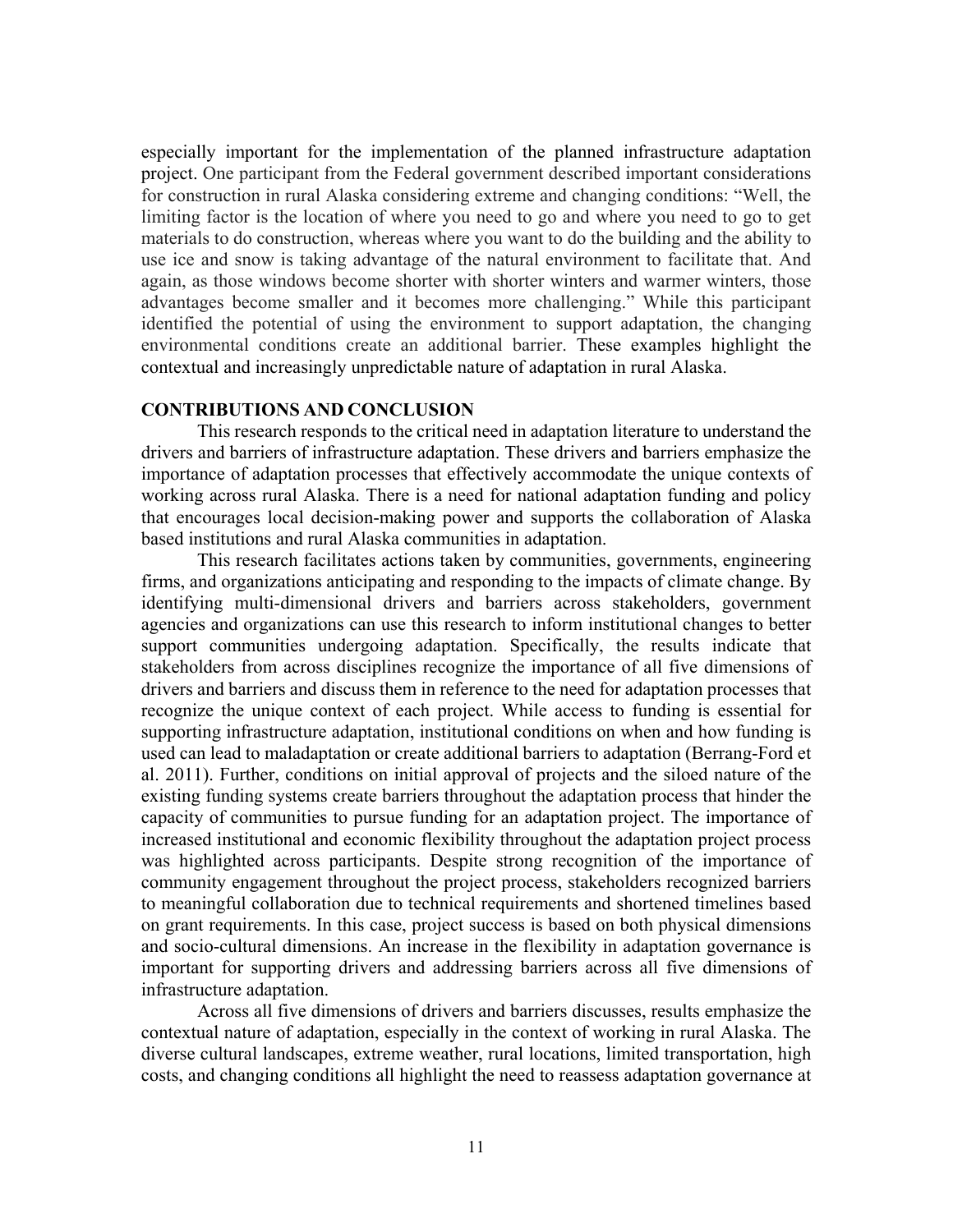especially important for the implementation of the planned infrastructure adaptation project. One participant from the Federal government described important considerations for construction in rural Alaska considering extreme and changing conditions: "Well, the limiting factor is the location of where you need to go and where you need to go to get materials to do construction, whereas where you want to do the building and the ability to use ice and snow is taking advantage of the natural environment to facilitate that. And again, as those windows become shorter with shorter winters and warmer winters, those advantages become smaller and it becomes more challenging." While this participant identified the potential of using the environment to support adaptation, the changing environmental conditions create an additional barrier. These examples highlight the contextual and increasingly unpredictable nature of adaptation in rural Alaska.

## CONTRIBUTIONS AND CONCLUSION

This research responds to the critical need in adaptation literature to understand the drivers and barriers of infrastructure adaptation. These drivers and barriers emphasize the importance of adaptation processes that effectively accommodate the unique contexts of working across rural Alaska. There is a need for national adaptation funding and policy that encourages local decision-making power and supports the collaboration of Alaska based institutions and rural Alaska communities in adaptation.

This research facilitates actions taken by communities, governments, engineering firms, and organizations anticipating and responding to the impacts of climate change. By identifying multi-dimensional drivers and barriers across stakeholders, government agencies and organizations can use this research to inform institutional changes to better support communities undergoing adaptation. Specifically, the results indicate that stakeholders from across disciplines recognize the importance of all five dimensions of drivers and barriers and discuss them in reference to the need for adaptation processes that recognize the unique context of each project. While access to funding is essential for supporting infrastructure adaptation, institutional conditions on when and how funding is used can lead to maladaptation or create additional barriers to adaptation (Berrang-Ford et al. 2011). Further, conditions on initial approval of projects and the siloed nature of the existing funding systems create barriers throughout the adaptation process that hinder the capacity of communities to pursue funding for an adaptation project. The importance of increased institutional and economic flexibility throughout the adaptation project process was highlighted across participants. Despite strong recognition of the importance of community engagement throughout the project process, stakeholders recognized barriers to meaningful collaboration due to technical requirements and shortened timelines based on grant requirements. In this case, project success is based on both physical dimensions and socio-cultural dimensions. An increase in the flexibility in adaptation governance is important for supporting drivers and addressing barriers across all five dimensions of infrastructure adaptation.

Across all five dimensions of drivers and barriers discusses, results emphasize the contextual nature of adaptation, especially in the context of working in rural Alaska. The diverse cultural landscapes, extreme weather, rural locations, limited transportation, high costs, and changing conditions all highlight the need to reassess adaptation governance at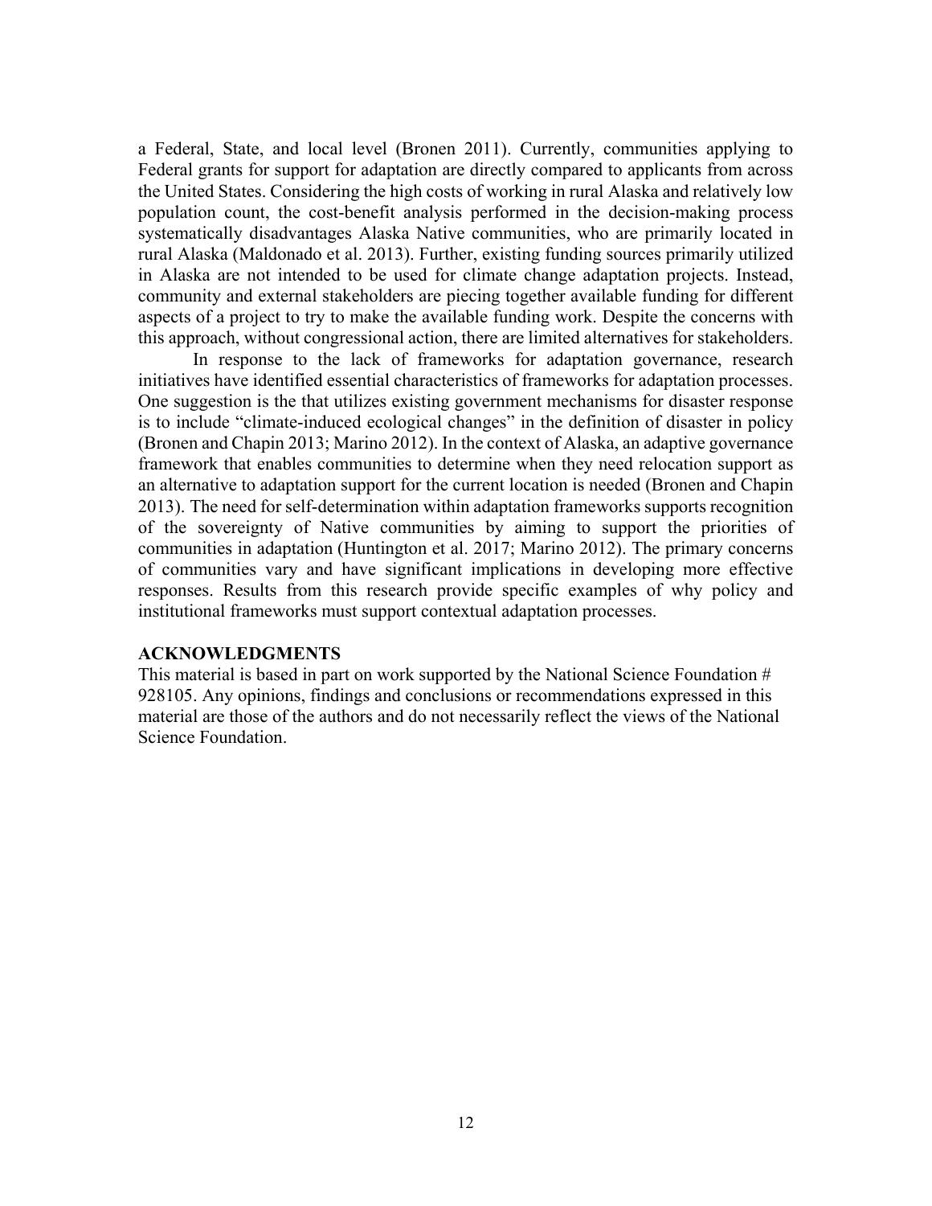a Federal, State, and local level (Bronen 2011). Currently, communities applying to Federal grants for support for adaptation are directly compared to applicants from across the United States. Considering the high costs of working in rural Alaska and relatively low population count, the cost-benefit analysis performed in the decision-making process systematically disadvantages Alaska Native communities, who are primarily located in rural Alaska (Maldonado et al. 2013). Further, existing funding sources primarily utilized in Alaska are not intended to be used for climate change adaptation projects. Instead, community and external stakeholders are piecing together available funding for different aspects of a project to try to make the available funding work. Despite the concerns with this approach, without congressional action, there are limited alternatives for stakeholders.

In response to the lack of frameworks for adaptation governance, research initiatives have identified essential characteristics of frameworks for adaptation processes. One suggestion is the that utilizes existing government mechanisms for disaster response is to include "climate-induced ecological changes" in the definition of disaster in policy (Bronen and Chapin 2013; Marino 2012). In the context of Alaska, an adaptive governance framework that enables communities to determine when they need relocation support as an alternative to adaptation support for the current location is needed (Bronen and Chapin 2013). The need for self-determination within adaptation frameworks supports recognition of the sovereignty of Native communities by aiming to support the priorities of communities in adaptation (Huntington et al. 2017; Marino 2012). The primary concerns of communities vary and have significant implications in developing more effective responses. Results from this research provide specific examples of why policy and institutional frameworks must support contextual adaptation processes.

## ACKNOWLEDGMENTS

This material is based in part on work supported by the National Science Foundation # 928105. Any opinions, findings and conclusions or recommendations expressed in this material are those of the authors and do not necessarily reflect the views of the National Science Foundation.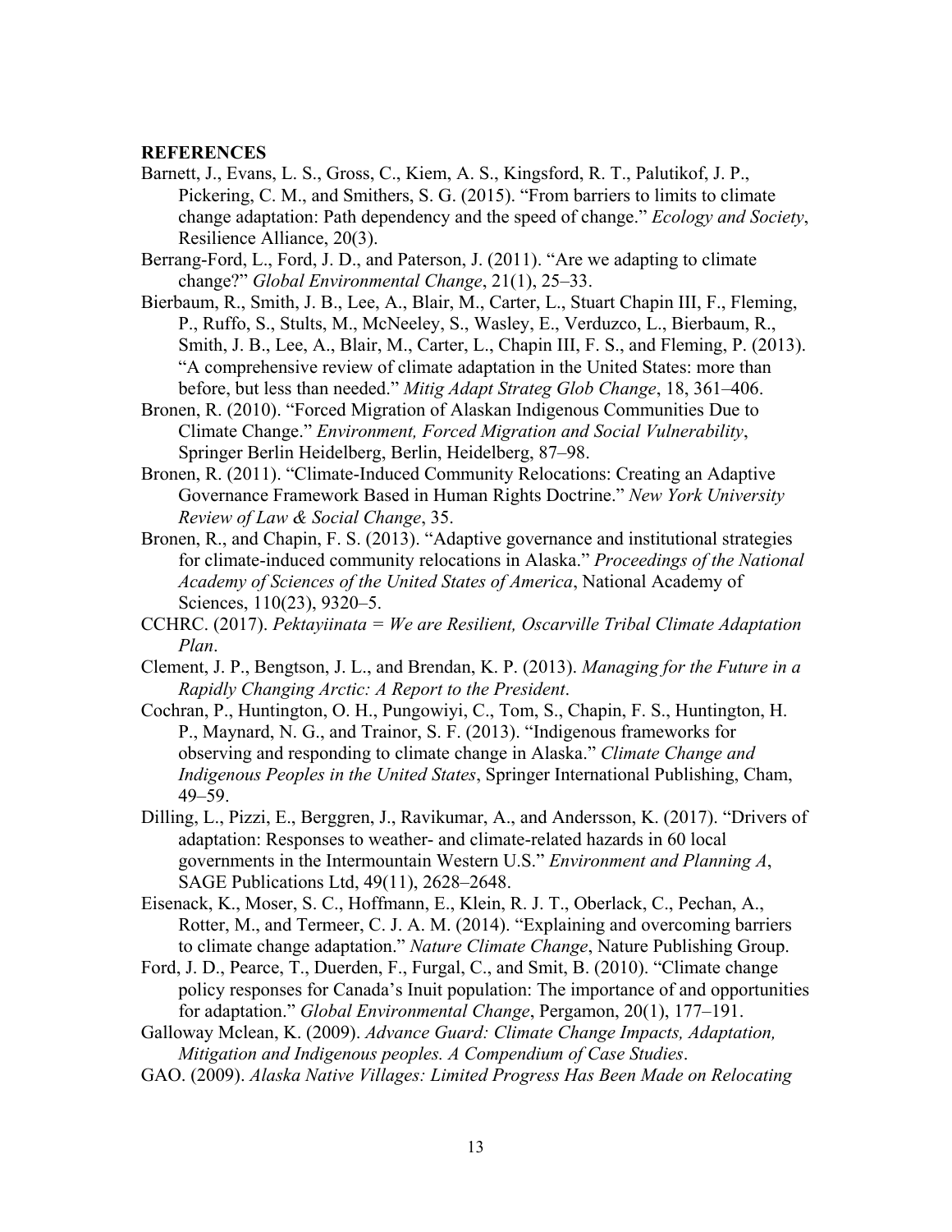**REFERENCES**

Barnett, J., Evans, L. S., Gross, C., Kiem, A. S., Kingsford, R. T., Palutikof, J. P., Pickering, C. M., and Smithers, S. G. (2015). “From barriers to limits to climate change adaptation: Path dependency and the speed of change.” *Ecology and Society*, Resilience Alliance, 20(3).

Berrang-Ford, L., Ford, J. D., and Paterson, J. (2011). “Are we adapting to climate change?” *Global Environmental Change*, 21(1), 25–33.

Bierbaum, R., Smith, J. B., Lee, A., Blair, M., Carter, L., Stuart Chapin III, F., Fleming, P., Ruffo, S., Stults, M., McNeeley, S., Wasley, E., Verduzco, L., Bierbaum, R., Smith, J. B., Lee, A., Blair, M., Carter, L., Chapin III, F. S., and Fleming, P. (2013). “A comprehensive review of climate adaptation in the United States: more than before, but less than needed.” *Mitig Adapt Strateg Glob Change*, 18, 361–406.

Bronen, R. (2010). “Forced Migration of Alaskan Indigenous Communities Due to Climate Change.” *Environment, Forced Migration and Social Vulnerability*, Springer Berlin Heidelberg, Berlin, Heidelberg, 87–98.

Bronen, R. (2011). “Climate-Induced Community Relocations: Creating an Adaptive Governance Framework Based in Human Rights Doctrine.” *New York University Review of Law & Social Change*, 35.

Bronen, R., and Chapin, F. S. (2013). “Adaptive governance and institutional strategies for climate-induced community relocations in Alaska.” *Proceedings of the National Academy of Sciences of the United States of America*, National Academy of Sciences, 110(23), 9320–5.

CCHRC. (2017). *Pektayiinata = We are Resilient, Oscarville Tribal Climate Adaptation Plan*.

Clement, J. P., Bengtson, J. L., and Brendan, K. P. (2013). *Managing for the Future in a Rapidly Changing Arctic: A Report to the President*.

Cochran, P., Huntington, O. H., Pungowiyi, C., Tom, S., Chapin, F. S., Huntington, H. P., Maynard, N. G., and Trainor, S. F. (2013). “Indigenous frameworks for observing and responding to climate change in Alaska.” *Climate Change and Indigenous Peoples in the United States*, Springer International Publishing, Cham, 49–59.

Dilling, L., Pizzi, E., Berggren, J., Ravikumar, A., and Andersson, K. (2017). “Drivers of adaptation: Responses to weather- and climate-related hazards in 60 local governments in the Intermountain Western U.S.” *Environment and Planning A*, SAGE Publications Ltd, 49(11), 2628–2648.

Eisenack, K., Moser, S. C., Hoffmann, E., Klein, R. J. T., Oberlack, C., Pechan, A., Rotter, M., and Termeer, C. J. A. M. (2014). “Explaining and overcoming barriers to climate change adaptation.” *Nature Climate Change*, Nature Publishing Group.

Ford, J. D., Pearce, T., Duerden, F., Furgal, C., and Smit, B. (2010). “Climate change policy responses for Canada’s Inuit population: The importance of and opportunities for adaptation.” *Global Environmental Change*, Pergamon, 20(1), 177–191.

Galloway Mclean, K. (2009). *Advance Guard: Climate Change Impacts, Adaptation, Mitigation and Indigenous peoples. A Compendium of Case Studies*.

GAO. (2009). *Alaska Native Villages: Limited Progress Has Been Made on Relocating*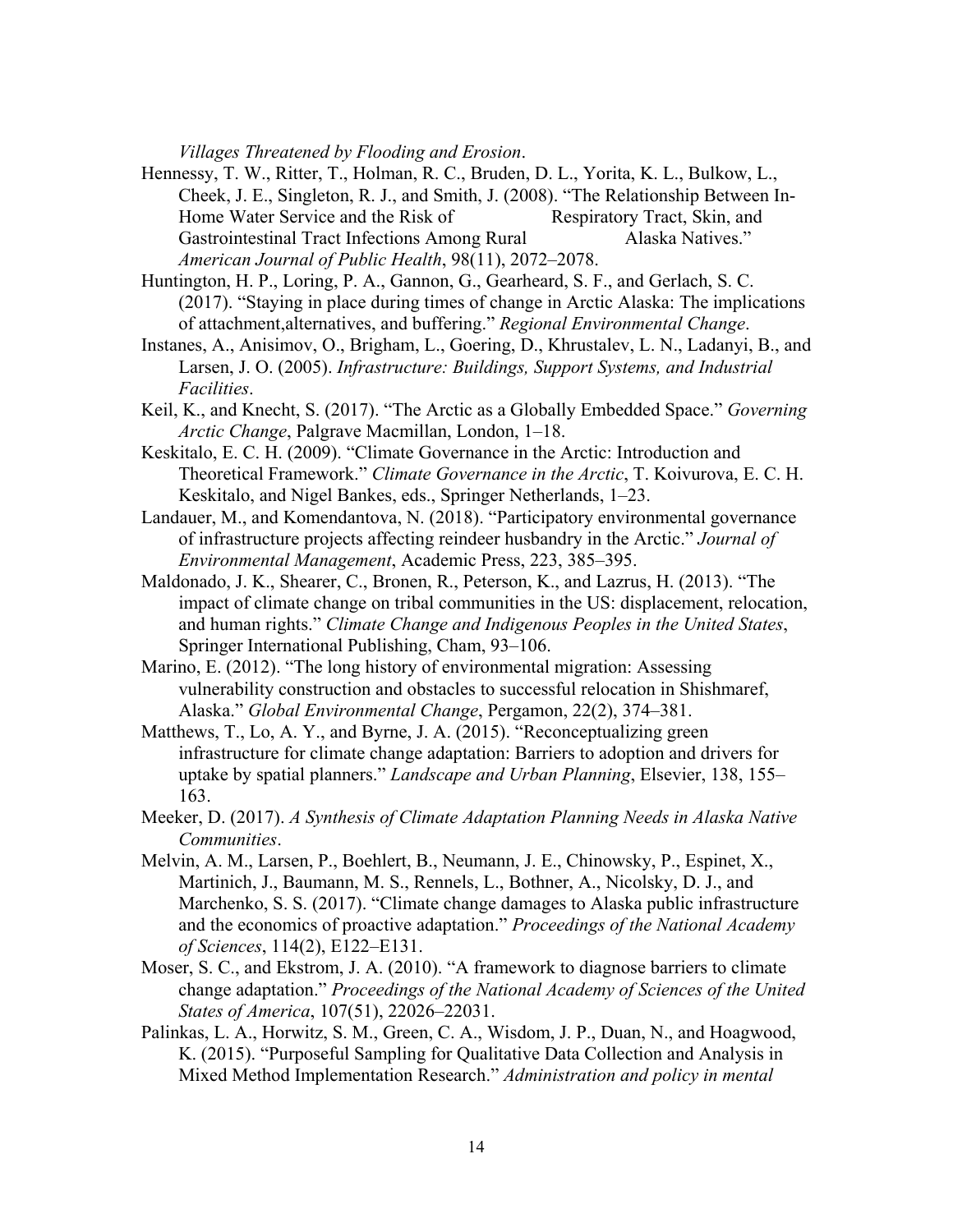*Villages Threatened by Flooding and Erosion*.

Hennessy, T. W., Ritter, T., Holman, R. C., Bruden, D. L., Yorita, K. L., Bulkow, L., Cheek, J. E., Singleton, R. J., and Smith, J. (2008). "The Relationship Between In-Home Water Service and the Risk of Respiratory Tract, Skin, and Gastrointestinal Tract Infections Among Rural Alaska Natives." *American Journal of Public Health*, 98(11), 2072–2078.

Huntington, H. P., Loring, P. A., Gannon, G., Gearheard, S. F., and Gerlach, S. C. (2017). "Staying in place during times of change in Arctic Alaska: The implications of attachment,alternatives, and buffering." *Regional Environmental Change*.

Instanes, A., Anisimov, O., Brigham, L., Goering, D., Khrustalev, L. N., Ladanyi, B., and Larsen, J. O. (2005). *Infrastructure: Buildings, Support Systems, and Industrial Facilities*.

Keil, K., and Knecht, S. (2017). "The Arctic as a Globally Embedded Space." *Governing Arctic Change*, Palgrave Macmillan, London, 1–18.

Keskitalo, E. C. H. (2009). "Climate Governance in the Arctic: Introduction and Theoretical Framework." *Climate Governance in the Arctic*, T. Koivurova, E. C. H. Keskitalo, and Nigel Bankes, eds., Springer Netherlands, 1–23.

Landauer, M., and Komendantova, N. (2018). "Participatory environmental governance of infrastructure projects affecting reindeer husbandry in the Arctic." *Journal of Environmental Management*, Academic Press, 223, 385–395.

Maldonado, J. K., Shearer, C., Bronen, R., Peterson, K., and Lazrus, H. (2013). "The impact of climate change on tribal communities in the US: displacement, relocation, and human rights." *Climate Change and Indigenous Peoples in the United States*, Springer International Publishing, Cham, 93–106.

Marino, E. (2012). "The long history of environmental migration: Assessing vulnerability construction and obstacles to successful relocation in Shishmaref, Alaska." *Global Environmental Change*, Pergamon, 22(2), 374–381.

Matthews, T., Lo, A. Y., and Byrne, J. A. (2015). "Reconceptualizing green infrastructure for climate change adaptation: Barriers to adoption and drivers for uptake by spatial planners." *Landscape and Urban Planning*, Elsevier, 138, 155–163.

Meeker, D. (2017). *A Synthesis of Climate Adaptation Planning Needs in Alaska Native Communities*.

Melvin, A. M., Larsen, P., Boehlert, B., Neumann, J. E., Chinowsky, P., Espinet, X., Martinich, J., Baumann, M. S., Rennels, L., Bothner, A., Nicolsky, D. J., and Marchenko, S. S. (2017). "Climate change damages to Alaska public infrastructure and the economics of proactive adaptation." *Proceedings of the National Academy of Sciences*, 114(2), E122–E131.

Moser, S. C., and Ekstrom, J. A. (2010). "A framework to diagnose barriers to climate change adaptation." *Proceedings of the National Academy of Sciences of the United States of America*, 107(51), 22026–22031.

Palinkas, L. A., Horwitz, S. M., Green, C. A., Wisdom, J. P., Duan, N., and Hoagwood, K. (2015). "Purposeful Sampling for Qualitative Data Collection and Analysis in Mixed Method Implementation Research." *Administration and policy in mental*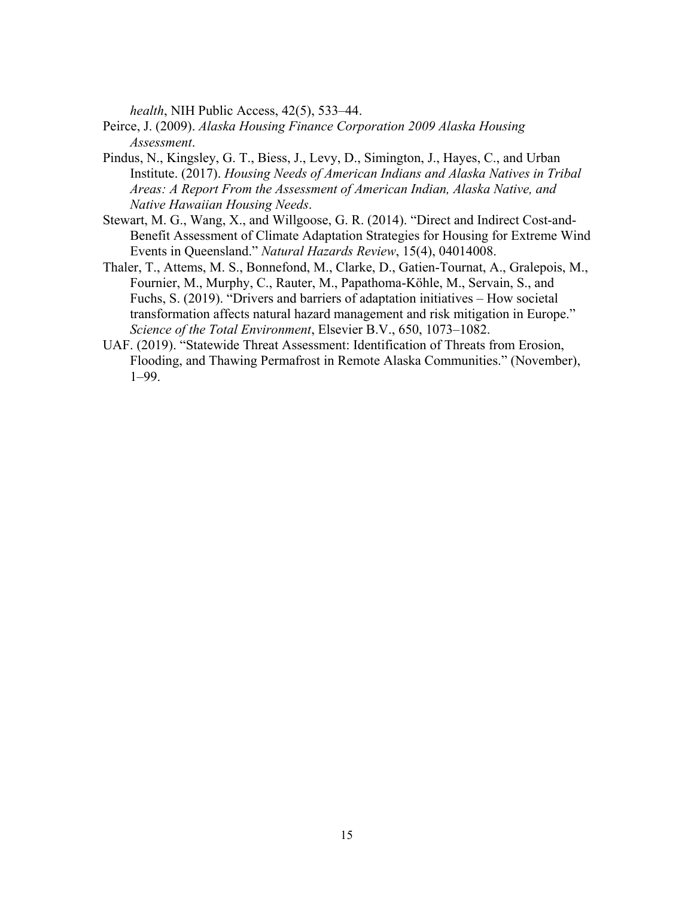*health*, NIH Public Access, 42(5), 533–44.

Peirce, J. (2009). *Alaska Housing Finance Corporation 2009 Alaska Housing Assessment*.

Pindus, N., Kingsley, G. T., Biess, J., Levy, D., Simington, J., Hayes, C., and Urban Institute. (2017). *Housing Needs of American Indians and Alaska Natives in Tribal Areas: A Report From the Assessment of American Indian, Alaska Native, and Native Hawaiian Housing Needs*.

Stewart, M. G., Wang, X., and Willgoose, G. R. (2014). "Direct and Indirect Cost-and-Benefit Assessment of Climate Adaptation Strategies for Housing for Extreme Wind Events in Queensland." *Natural Hazards Review*, 15(4), 04014008.

Thaler, T., Attems, M. S., Bonnefond, M., Clarke, D., Gatien-Tournat, A., Gralepois, M., Fournier, M., Murphy, C., Rauter, M., Papathoma-Köhle, M., Servain, S., and Fuchs, S. (2019). "Drivers and barriers of adaptation initiatives – How societal transformation affects natural hazard management and risk mitigation in Europe." *Science of the Total Environment*, Elsevier B.V., 650, 1073–1082.

UAF. (2019). "Statewide Threat Assessment: Identification of Threats from Erosion, Flooding, and Thawing Permafrost in Remote Alaska Communities." (November), 1–99.